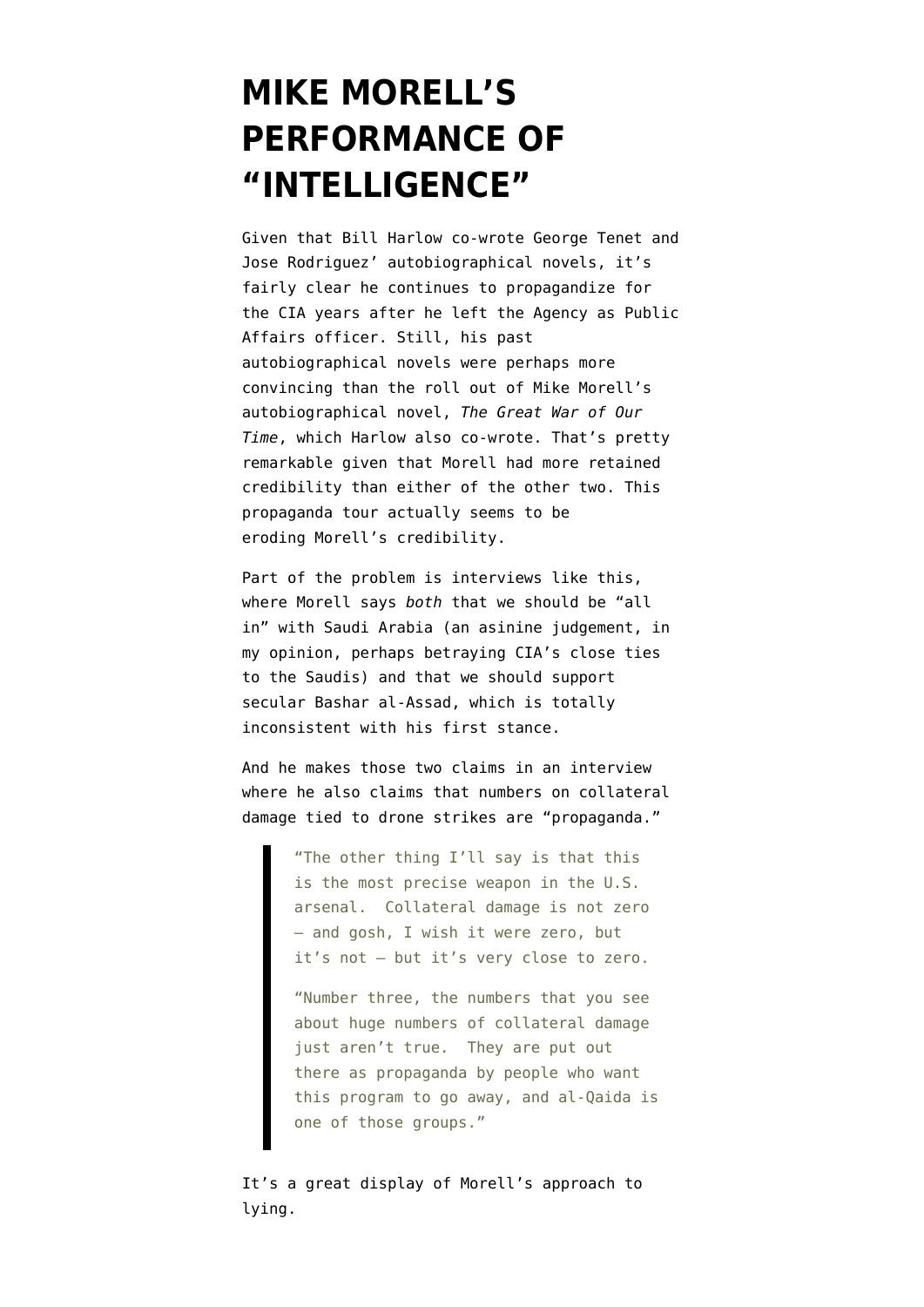# MIKE MORELL'S PERFORMANCE OF "INTELLIGENCE"

Given that Bill Harlow co-wrote George Tenet and Jose Rodriguez' autobiographical novels, it's fairly clear he continues to propagandize for the CIA years after he left the Agency as Public Affairs officer. Still, his past autobiographical novels were perhaps more convincing than the roll out of Mike Morell's autobiographical novel, *The Great War of Our Time*, which Harlow also co-wrote. That's pretty remarkable given that Morell had more retained credibility than either of the other two. This propaganda tour actually seems to be eroding Morell's credibility.

Part of the problem is interviews like this, where Morell says *both* that we should be "all in" with Saudi Arabia (an asinine judgement, in my opinion, perhaps betraying CIA's close ties to the Saudis) and that we should support secular Bashar al-Assad, which is totally inconsistent with his first stance.

And he makes those two claims in an interview where he also claims that numbers on collateral damage tied to drone strikes are "propaganda."

> "The other thing I'll say is that this is the most precise weapon in the U.S. arsenal. Collateral damage is not zero – and gosh, I wish it were zero, but it's not – but it's very close to zero.
>
> "Number three, the numbers that you see about huge numbers of collateral damage just aren't true. They are put out there as propaganda by people who want this program to go away, and al-Qaida is one of those groups."

It's a great display of Morell's approach to lying.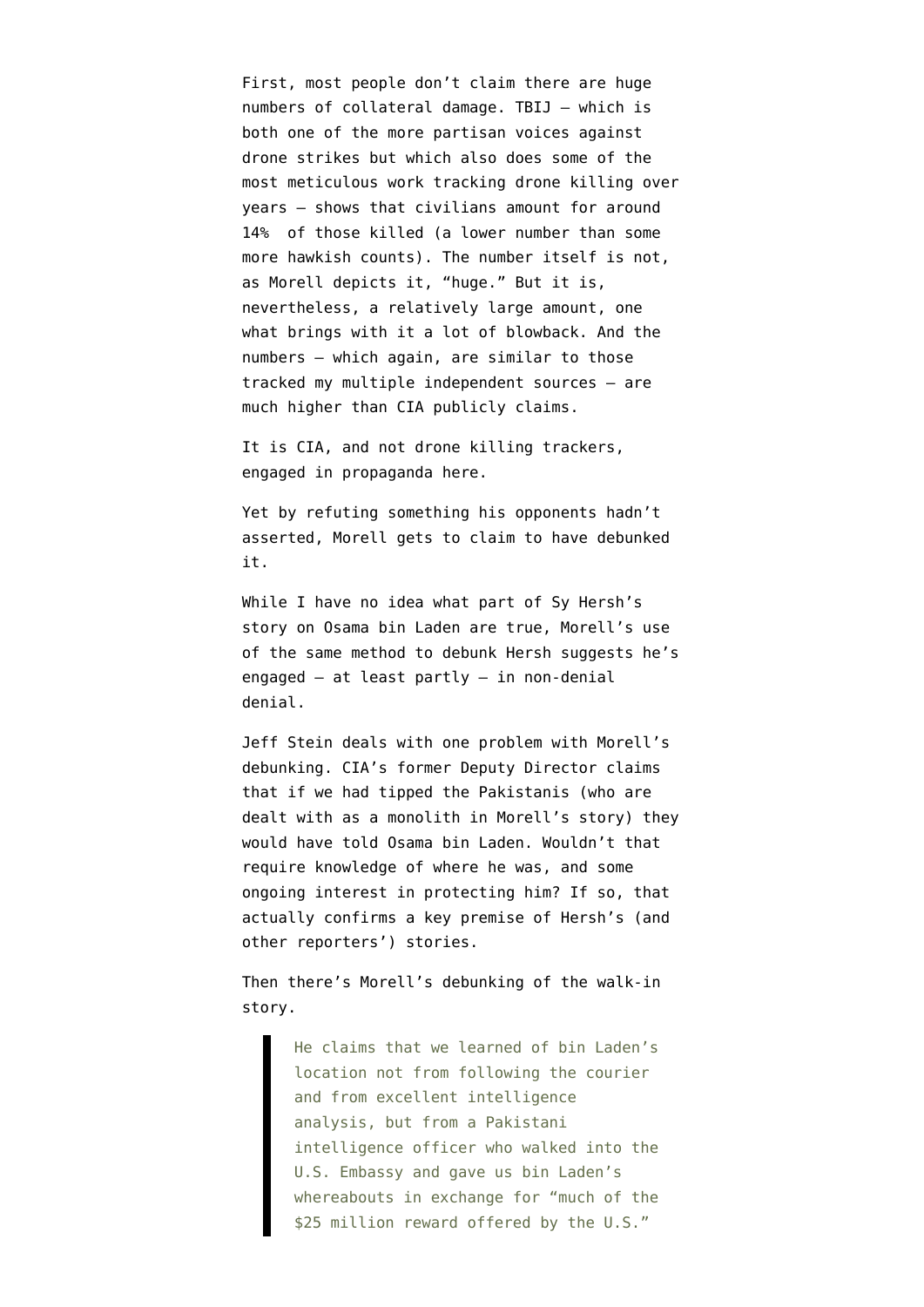First, most people don't claim there are huge numbers of collateral damage. TBIJ — which is both one of the more partisan voices against drone strikes but which also does some of the most meticulous work tracking drone killing over years — shows that civilians amount for around 14% of those killed (a lower number than some more hawkish counts). The number itself is not, as Morell depicts it, "huge." But it is, nevertheless, a relatively large amount, one what brings with it a lot of blowback. And the numbers — which again, are similar to those tracked my multiple independent sources — are much higher than CIA publicly claims.

It is CIA, and not drone killing trackers, engaged in propaganda here.

Yet by refuting something his opponents hadn't asserted, Morell gets to claim to have debunked it.

While I have no idea what part of Sy Hersh's story on Osama bin Laden are true, Morell's use of the same method to debunk Hersh suggests he's engaged — at least partly — in non-denial denial.

Jeff Stein deals with one problem with Morell's debunking. CIA's former Deputy Director claims that if we had tipped the Pakistanis (who are dealt with as a monolith in Morell's story) they would have told Osama bin Laden. Wouldn't that require knowledge of where he was, and some ongoing interest in protecting him? If so, that actually confirms a key premise of Hersh's (and other reporters') stories.

Then there's Morell's debunking of the walk-in story.

> He claims that we learned of bin Laden's location not from following the courier and from excellent intelligence analysis, but from a Pakistani intelligence officer who walked into the U.S. Embassy and gave us bin Laden's whereabouts in exchange for "much of the $25 million reward offered by the U.S."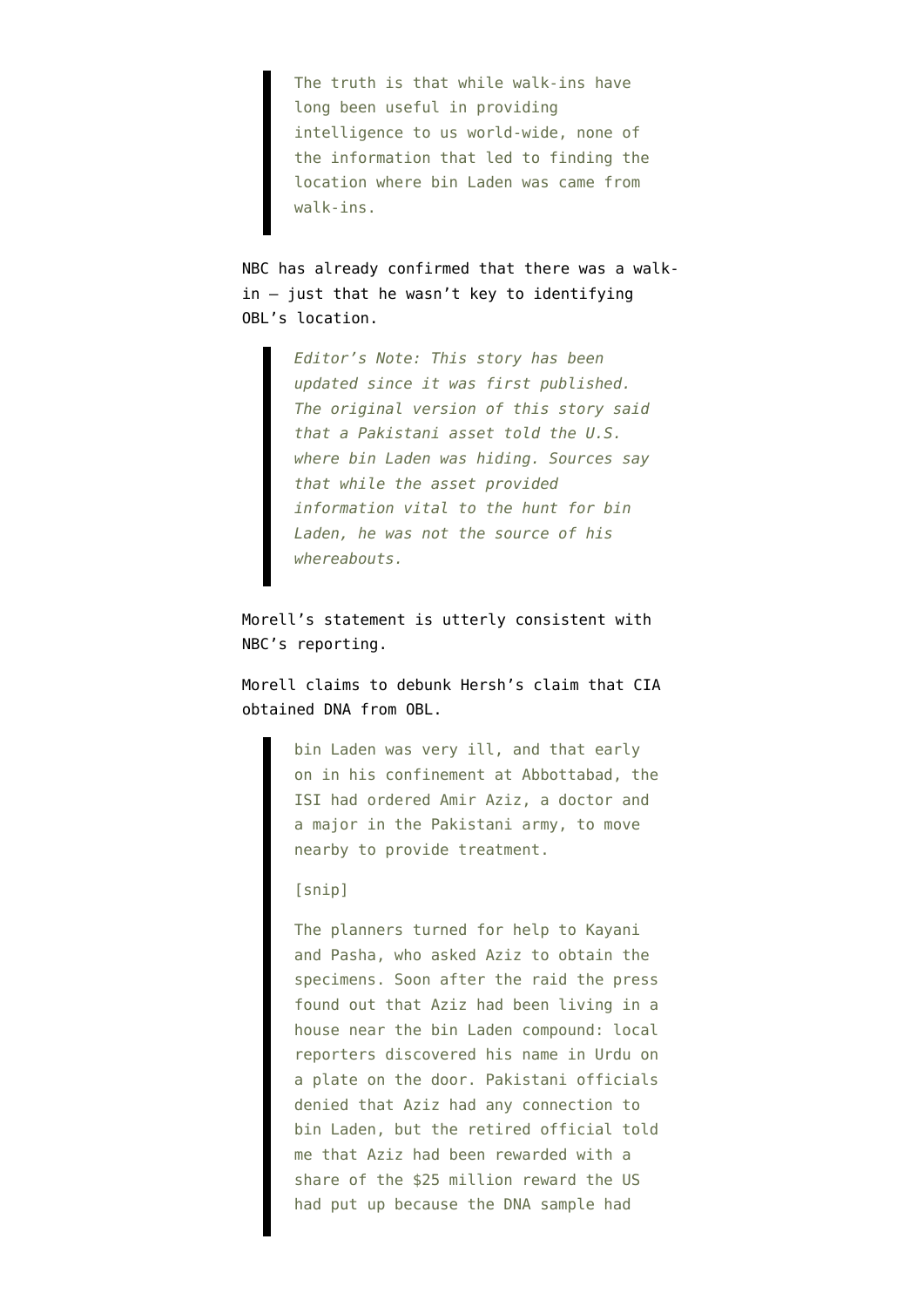> The truth is that while walk-ins have long been useful in providing intelligence to us world-wide, none of the information that led to finding the location where bin Laden was came from walk-ins.

NBC has already confirmed that there was a walk-in — just that he wasn't key to identifying OBL's location.

> *Editor's Note: This story has been updated since it was first published. The original version of this story said that a Pakistani asset told the U.S. where bin Laden was hiding. Sources say that while the asset provided information vital to the hunt for bin Laden, he was not the source of his whereabouts.*

Morell's statement is utterly consistent with NBC's reporting.

Morell claims to debunk Hersh's claim that CIA obtained DNA from OBL.

> bin Laden was very ill, and that early on in his confinement at Abbottabad, the ISI had ordered Amir Aziz, a doctor and a major in the Pakistani army, to move nearby to provide treatment.
>
> [snip]
>
> The planners turned for help to Kayani and Pasha, who asked Aziz to obtain the specimens. Soon after the raid the press found out that Aziz had been living in a house near the bin Laden compound: local reporters discovered his name in Urdu on a plate on the door. Pakistani officials denied that Aziz had any connection to bin Laden, but the retired official told me that Aziz had been rewarded with a share of the $25 million reward the US had put up because the DNA sample had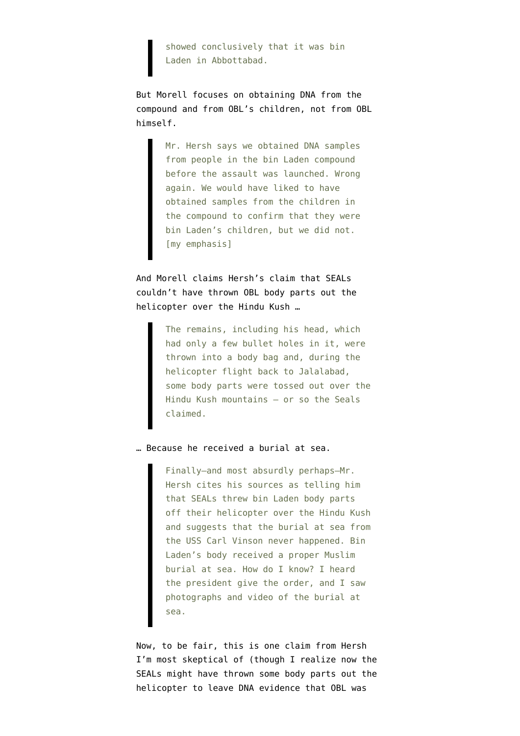> showed conclusively that it was bin Laden in Abbottabad.

But Morell focuses on obtaining DNA from the compound and from OBL's children, not from OBL himself.

> Mr. Hersh says we obtained DNA samples from people in the bin Laden compound before the assault was launched. Wrong again. We would have liked to have obtained samples from the children in the compound to confirm that they were bin Laden's children, but we did not. [my emphasis]

And Morell claims Hersh's claim that SEALs couldn't have thrown OBL body parts out the helicopter over the Hindu Kush …

> The remains, including his head, which had only a few bullet holes in it, were thrown into a body bag and, during the helicopter flight back to Jalalabad, some body parts were tossed out over the Hindu Kush mountains – or so the Seals claimed.

… Because he received a burial at sea.

> Finally—and most absurdly perhaps—Mr. Hersh cites his sources as telling him that SEALs threw bin Laden body parts off their helicopter over the Hindu Kush and suggests that the burial at sea from the USS Carl Vinson never happened. Bin Laden's body received a proper Muslim burial at sea. How do I know? I heard the president give the order, and I saw photographs and video of the burial at sea.

Now, to be fair, this is one claim from Hersh I'm most skeptical of (though I realize now the SEALs might have thrown some body parts out the helicopter to leave DNA evidence that OBL was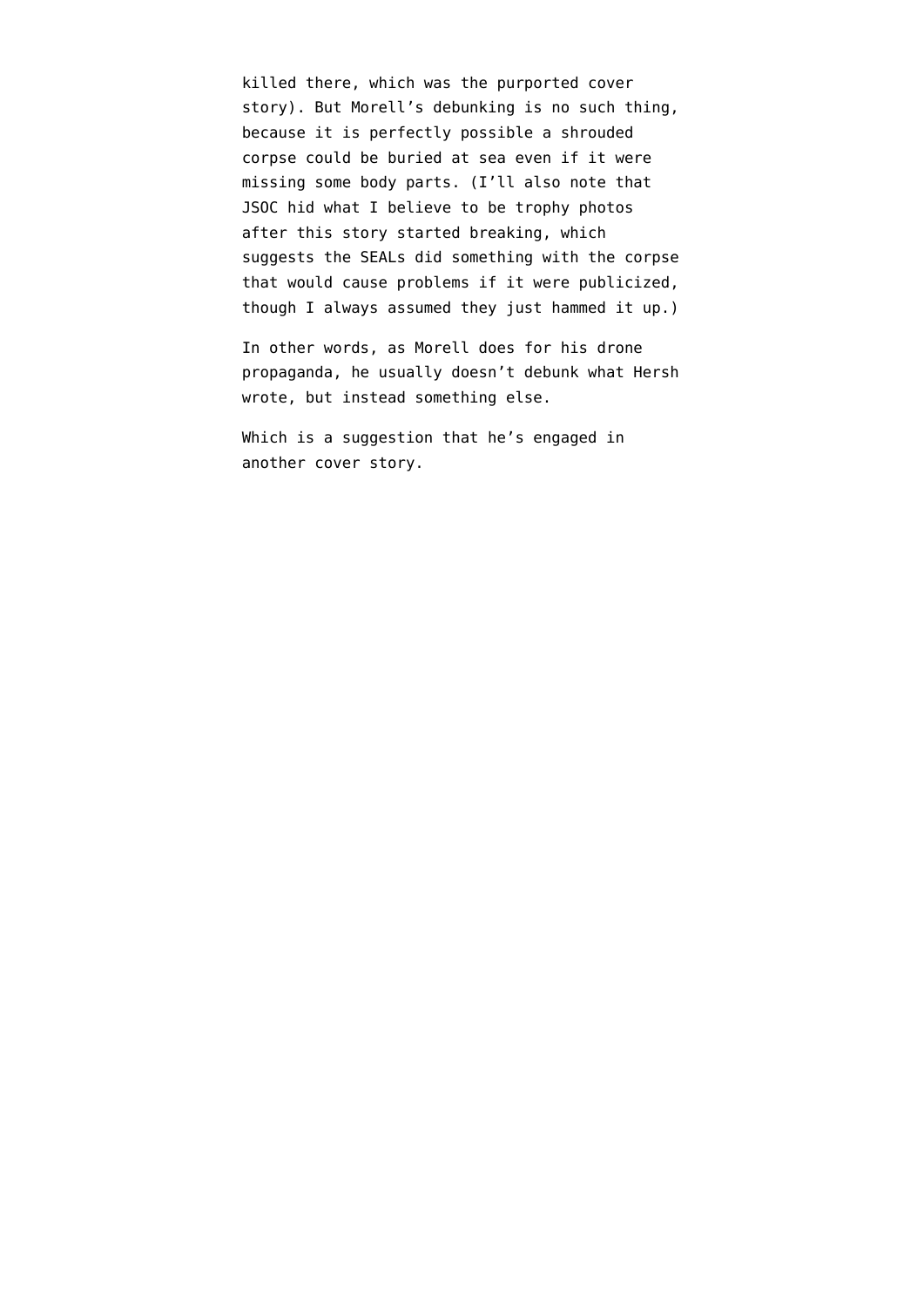killed there, which was the purported cover story). But Morell's debunking is no such thing, because it is perfectly possible a shrouded corpse could be buried at sea even if it were missing some body parts. (I'll also note that JSOC hid what I believe to be trophy photos after this story started breaking, which suggests the SEALs did something with the corpse that would cause problems if it were publicized, though I always assumed they just hammed it up.)

In other words, as Morell does for his drone propaganda, he usually doesn't debunk what Hersh wrote, but instead something else.

Which is a suggestion that he's engaged in another cover story.